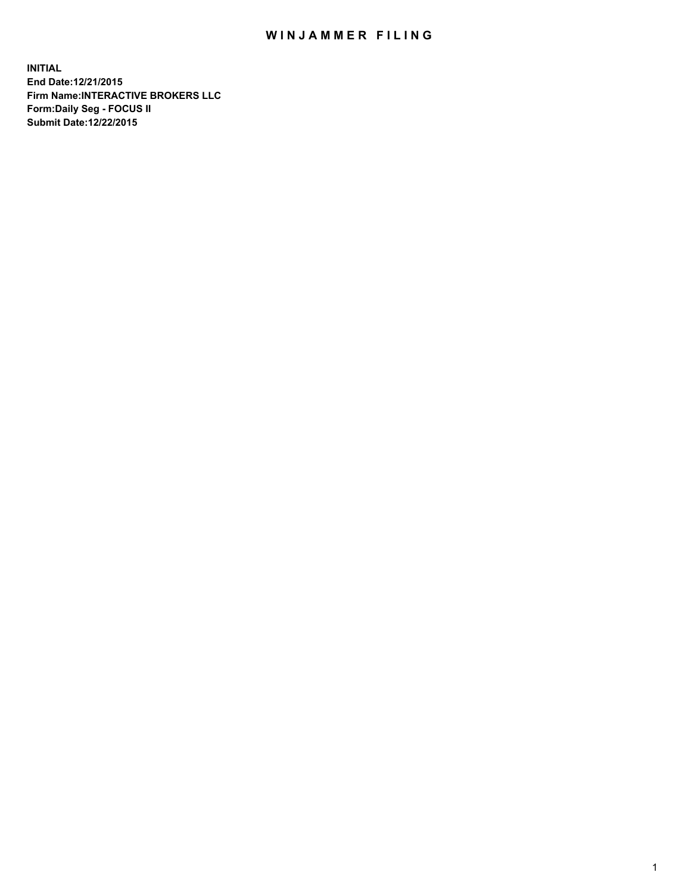# WINJAMMER FILING

**INITIAL**
**End Date:12/21/2015**
**Firm Name:INTERACTIVE BROKERS LLC**
**Form:Daily Seg - FOCUS II**
**Submit Date:12/22/2015**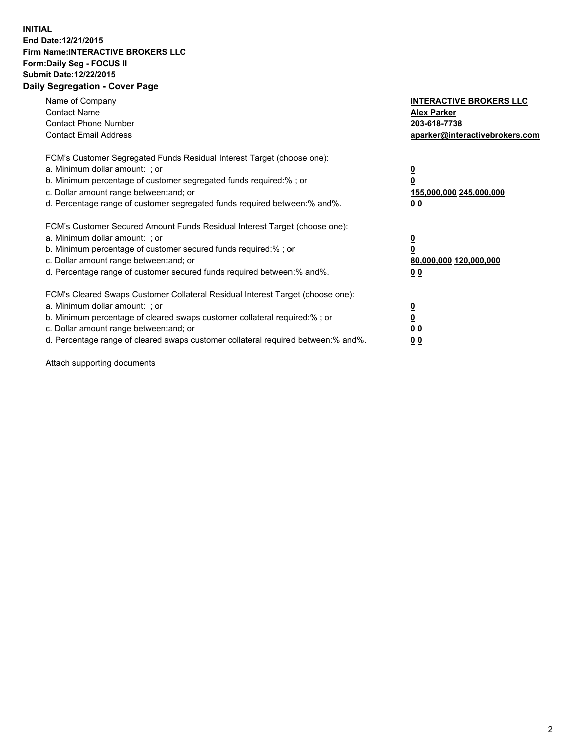**INITIAL**
**End Date:12/21/2015**
**Firm Name:INTERACTIVE BROKERS LLC**
**Form:Daily Seg - FOCUS II**
**Submit Date:12/22/2015**
**Daily Segregation - Cover Page**

| | |
|---|---|
| Name of Company | **INTERACTIVE BROKERS LLC** |
| Contact Name | **Alex Parker** |
| Contact Phone Number | **203-618-7738** |
| Contact Email Address | **aparker@interactivebrokers.com** |

FCM's Customer Segregated Funds Residual Interest Target (choose one):

| | |
|---|---|
| a. Minimum dollar amount: ; or | **0** |
| b. Minimum percentage of customer segregated funds required:% ; or | **0** |
| c. Dollar amount range between:and; or | **155,000,000 245,000,000** |
| d. Percentage range of customer segregated funds required between:% and%. | **0 0** |

FCM's Customer Secured Amount Funds Residual Interest Target (choose one):

| | |
|---|---|
| a. Minimum dollar amount: ; or | **0** |
| b. Minimum percentage of customer secured funds required:% ; or | **0** |
| c. Dollar amount range between:and; or | **80,000,000 120,000,000** |
| d. Percentage range of customer secured funds required between:% and%. | **0 0** |

FCM's Cleared Swaps Customer Collateral Residual Interest Target (choose one):

| | |
|---|---|
| a. Minimum dollar amount: ; or | **0** |
| b. Minimum percentage of cleared swaps customer collateral required:% ; or | **0** |
| c. Dollar amount range between:and; or | **0 0** |
| d. Percentage range of cleared swaps customer collateral required between:% and%. | **0 0** |

Attach supporting documents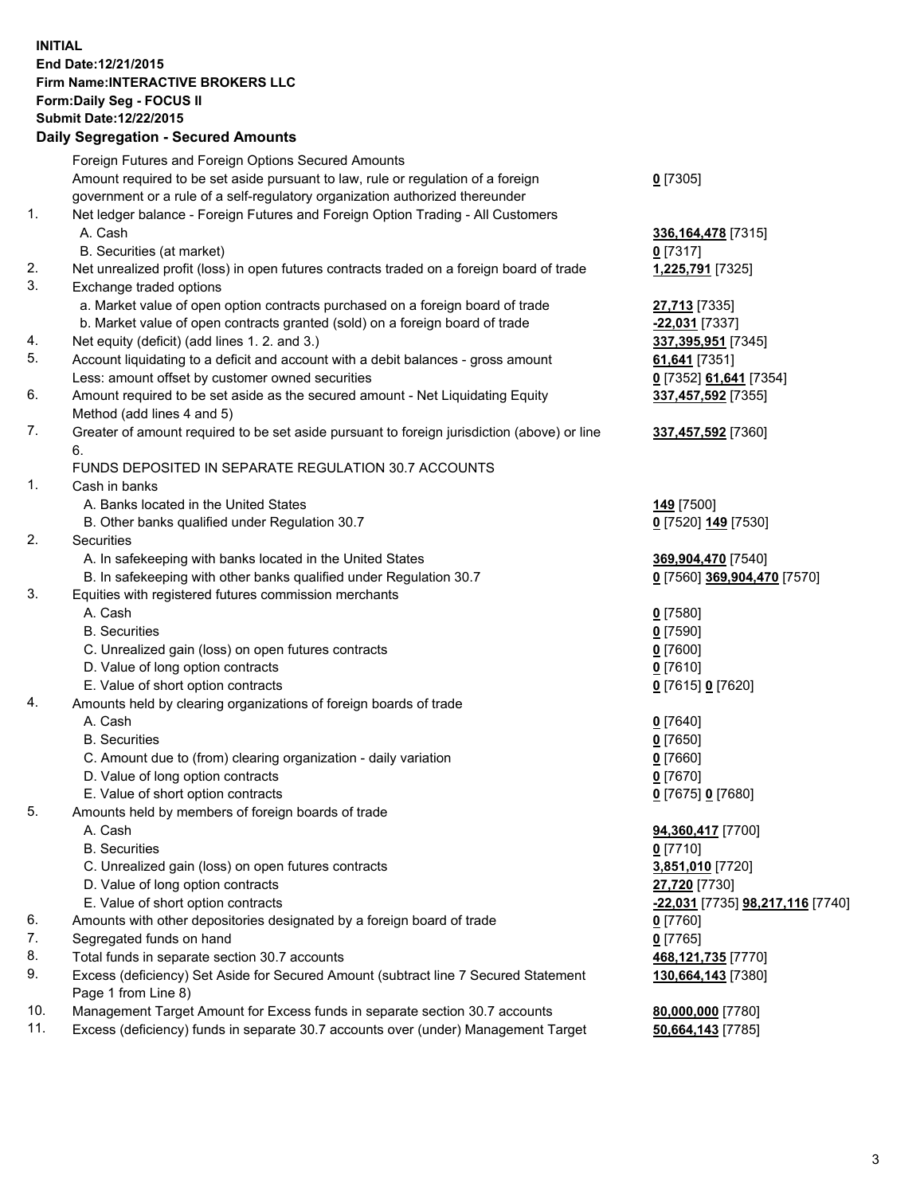**INITIAL**
**End Date:12/21/2015**
**Firm Name:INTERACTIVE BROKERS LLC**
**Form:Daily Seg - FOCUS II**
**Submit Date:12/22/2015**

### Daily Segregation - Secured Amounts

| | | |
|---|---|---|
| | Foreign Futures and Foreign Options Secured Amounts | |
| | Amount required to be set aside pursuant to law, rule or regulation of a foreign government or a rule of a self-regulatory organization authorized thereunder | **0** [7305] |
| 1. | Net ledger balance - Foreign Futures and Foreign Option Trading - All Customers | |
| | A. Cash | **336,164,478** [7315] |
| | B. Securities (at market) | **0** [7317] |
| 2. | Net unrealized profit (loss) in open futures contracts traded on a foreign board of trade | **1,225,791** [7325] |
| 3. | Exchange traded options | |
| | a. Market value of open option contracts purchased on a foreign board of trade | **27,713** [7335] |
| | b. Market value of open contracts granted (sold) on a foreign board of trade | **-22,031** [7337] |
| 4. | Net equity (deficit) (add lines 1. 2. and 3.) | **337,395,951** [7345] |
| 5. | Account liquidating to a deficit and account with a debit balances - gross amount | **61,641** [7351] |
| | Less: amount offset by customer owned securities | **0** [7352] **61,641** [7354] |
| 6. | Amount required to be set aside as the secured amount - Net Liquidating Equity Method (add lines 4 and 5) | **337,457,592** [7355] |
| 7. | Greater of amount required to be set aside pursuant to foreign jurisdiction (above) or line 6. | **337,457,592** [7360] |
| | FUNDS DEPOSITED IN SEPARATE REGULATION 30.7 ACCOUNTS | |
| 1. | Cash in banks | |
| | A. Banks located in the United States | **149** [7500] |
| | B. Other banks qualified under Regulation 30.7 | **0** [7520] **149** [7530] |
| 2. | Securities | |
| | A. In safekeeping with banks located in the United States | **369,904,470** [7540] |
| | B. In safekeeping with other banks qualified under Regulation 30.7 | **0** [7560] **369,904,470** [7570] |
| 3. | Equities with registered futures commission merchants | |
| | A. Cash | **0** [7580] |
| | B. Securities | **0** [7590] |
| | C. Unrealized gain (loss) on open futures contracts | **0** [7600] |
| | D. Value of long option contracts | **0** [7610] |
| | E. Value of short option contracts | **0** [7615] **0** [7620] |
| 4. | Amounts held by clearing organizations of foreign boards of trade | |
| | A. Cash | **0** [7640] |
| | B. Securities | **0** [7650] |
| | C. Amount due to (from) clearing organization - daily variation | **0** [7660] |
| | D. Value of long option contracts | **0** [7670] |
| | E. Value of short option contracts | **0** [7675] **0** [7680] |
| 5. | Amounts held by members of foreign boards of trade | |
| | A. Cash | **94,360,417** [7700] |
| | B. Securities | **0** [7710] |
| | C. Unrealized gain (loss) on open futures contracts | **3,851,010** [7720] |
| | D. Value of long option contracts | **27,720** [7730] |
| | E. Value of short option contracts | **-22,031** [7735] **98,217,116** [7740] |
| 6. | Amounts with other depositories designated by a foreign board of trade | **0** [7760] |
| 7. | Segregated funds on hand | **0** [7765] |
| 8. | Total funds in separate section 30.7 accounts | **468,121,735** [7770] |
| 9. | Excess (deficiency) Set Aside for Secured Amount (subtract line 7 Secured Statement Page 1 from Line 8) | **130,664,143** [7380] |
| 10. | Management Target Amount for Excess funds in separate section 30.7 accounts | **80,000,000** [7780] |
| 11. | Excess (deficiency) funds in separate 30.7 accounts over (under) Management Target | **50,664,143** [7785] |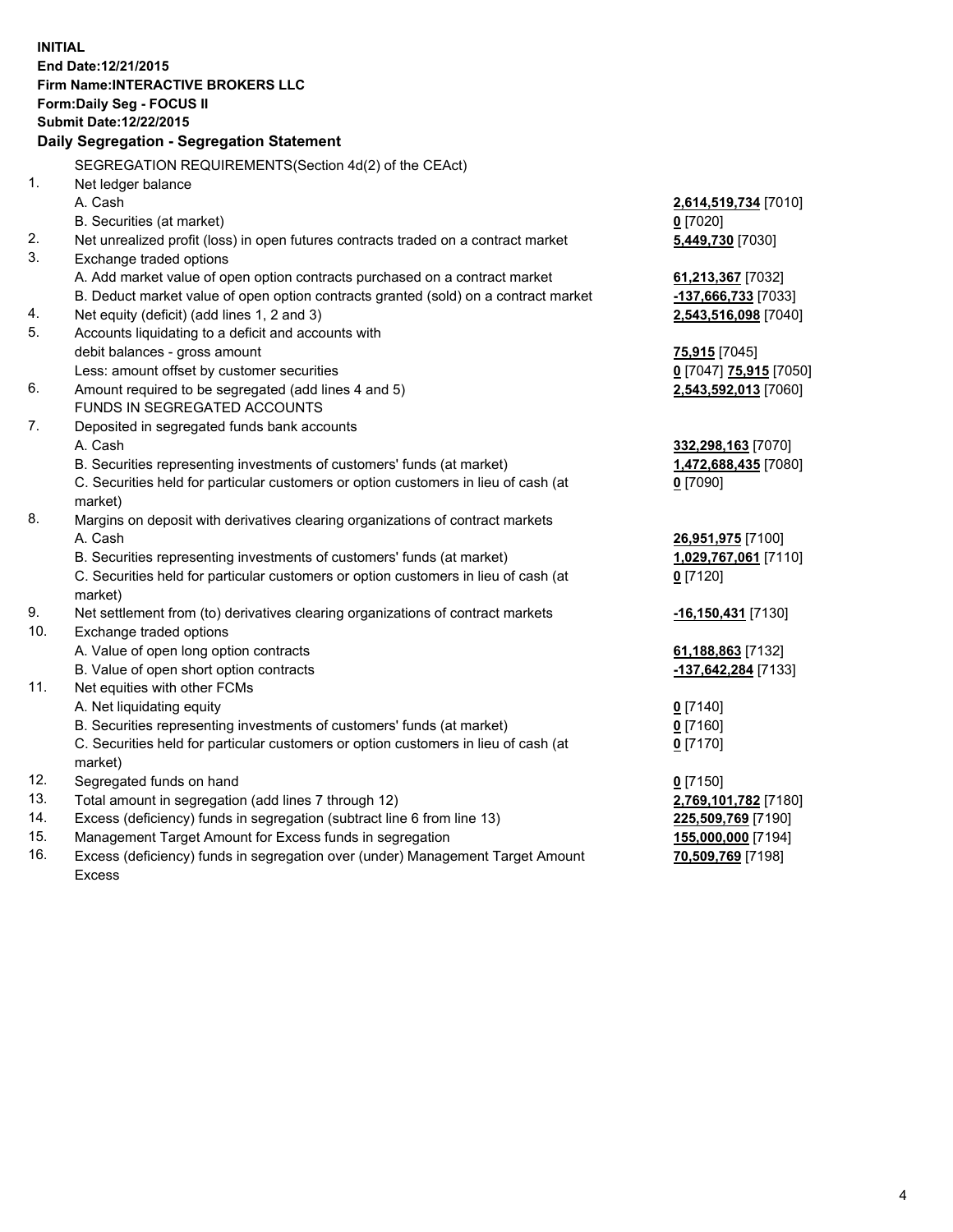**INITIAL**
**End Date:12/21/2015**
**Firm Name:INTERACTIVE BROKERS LLC**
**Form:Daily Seg - FOCUS II**
**Submit Date:12/22/2015**

**Daily Segregation - Segregation Statement**

SEGREGATION REQUIREMENTS(Section 4d(2) of the CEAct)

| | | |
|---|---|---|
| 1. | Net ledger balance | |
| | A. Cash | **2,614,519,734** [7010] |
| | B. Securities (at market) | **0** [7020] |
| 2. | Net unrealized profit (loss) in open futures contracts traded on a contract market | **5,449,730** [7030] |
| 3. | Exchange traded options | |
| | A. Add market value of open option contracts purchased on a contract market | **61,213,367** [7032] |
| | B. Deduct market value of open option contracts granted (sold) on a contract market | **-137,666,733** [7033] |
| 4. | Net equity (deficit) (add lines 1, 2 and 3) | **2,543,516,098** [7040] |
| 5. | Accounts liquidating to a deficit and accounts with debit balances - gross amount | **75,915** [7045] |
| | Less: amount offset by customer securities | **0** [7047] **75,915** [7050] |
| 6. | Amount required to be segregated (add lines 4 and 5) | **2,543,592,013** [7060] |
| | FUNDS IN SEGREGATED ACCOUNTS | |
| 7. | Deposited in segregated funds bank accounts | |
| | A. Cash | **332,298,163** [7070] |
| | B. Securities representing investments of customers' funds (at market) | **1,472,688,435** [7080] |
| | C. Securities held for particular customers or option customers in lieu of cash (at market) | **0** [7090] |
| 8. | Margins on deposit with derivatives clearing organizations of contract markets | |
| | A. Cash | **26,951,975** [7100] |
| | B. Securities representing investments of customers' funds (at market) | **1,029,767,061** [7110] |
| | C. Securities held for particular customers or option customers in lieu of cash (at market) | **0** [7120] |
| 9. | Net settlement from (to) derivatives clearing organizations of contract markets | **-16,150,431** [7130] |
| 10. | Exchange traded options | |
| | A. Value of open long option contracts | **61,188,863** [7132] |
| | B. Value of open short option contracts | **-137,642,284** [7133] |
| 11. | Net equities with other FCMs | |
| | A. Net liquidating equity | **0** [7140] |
| | B. Securities representing investments of customers' funds (at market) | **0** [7160] |
| | C. Securities held for particular customers or option customers in lieu of cash (at market) | **0** [7170] |
| 12. | Segregated funds on hand | **0** [7150] |
| 13. | Total amount in segregation (add lines 7 through 12) | **2,769,101,782** [7180] |
| 14. | Excess (deficiency) funds in segregation (subtract line 6 from line 13) | **225,509,769** [7190] |
| 15. | Management Target Amount for Excess funds in segregation | **155,000,000** [7194] |
| 16. | Excess (deficiency) funds in segregation over (under) Management Target Amount Excess | **70,509,769** [7198] |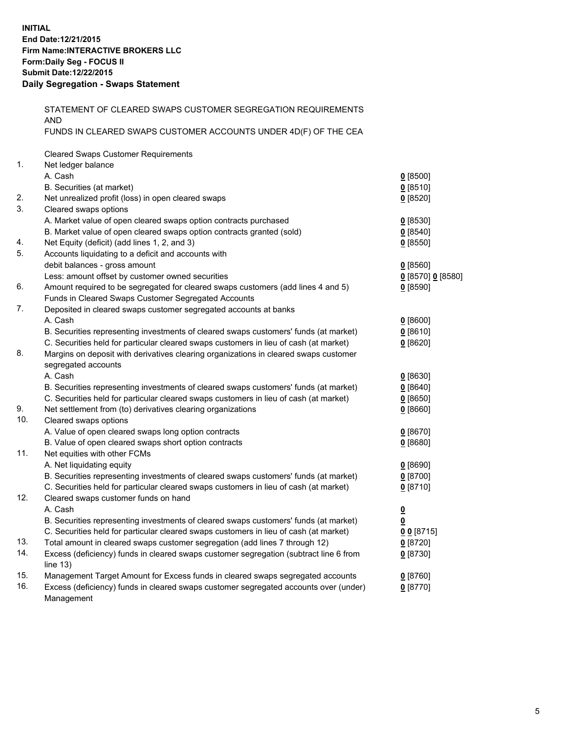**INITIAL**
**End Date:12/21/2015**
**Firm Name:INTERACTIVE BROKERS LLC**
**Form:Daily Seg - FOCUS II**
**Submit Date:12/22/2015**
**Daily Segregation - Swaps Statement**

STATEMENT OF CLEARED SWAPS CUSTOMER SEGREGATION REQUIREMENTS AND FUNDS IN CLEARED SWAPS CUSTOMER ACCOUNTS UNDER 4D(F) OF THE CEA

| | | |
|---|---|---|
| | Cleared Swaps Customer Requirements | |
| 1. | Net ledger balance | |
| | A. Cash | 0 [8500] |
| | B. Securities (at market) | 0 [8510] |
| 2. | Net unrealized profit (loss) in open cleared swaps | 0 [8520] |
| 3. | Cleared swaps options | |
| | A. Market value of open cleared swaps option contracts purchased | 0 [8530] |
| | B. Market value of open cleared swaps option contracts granted (sold) | 0 [8540] |
| 4. | Net Equity (deficit) (add lines 1, 2, and 3) | 0 [8550] |
| 5. | Accounts liquidating to a deficit and accounts with debit balances - gross amount | 0 [8560] |
| | Less: amount offset by customer owned securities | 0 [8570] 0 [8580] |
| 6. | Amount required to be segregated for cleared swaps customers (add lines 4 and 5) | 0 [8590] |
| | Funds in Cleared Swaps Customer Segregated Accounts | |
| 7. | Deposited in cleared swaps customer segregated accounts at banks | |
| | A. Cash | 0 [8600] |
| | B. Securities representing investments of cleared swaps customers' funds (at market) | 0 [8610] |
| | C. Securities held for particular cleared swaps customers in lieu of cash (at market) | 0 [8620] |
| 8. | Margins on deposit with derivatives clearing organizations in cleared swaps customer segregated accounts | |
| | A. Cash | 0 [8630] |
| | B. Securities representing investments of cleared swaps customers' funds (at market) | 0 [8640] |
| | C. Securities held for particular cleared swaps customers in lieu of cash (at market) | 0 [8650] |
| 9. | Net settlement from (to) derivatives clearing organizations | 0 [8660] |
| 10. | Cleared swaps options | |
| | A. Value of open cleared swaps long option contracts | 0 [8670] |
| | B. Value of open cleared swaps short option contracts | 0 [8680] |
| 11. | Net equities with other FCMs | |
| | A. Net liquidating equity | 0 [8690] |
| | B. Securities representing investments of cleared swaps customers' funds (at market) | 0 [8700] |
| | C. Securities held for particular cleared swaps customers in lieu of cash (at market) | 0 [8710] |
| 12. | Cleared swaps customer funds on hand | |
| | A. Cash | 0 |
| | B. Securities representing investments of cleared swaps customers' funds (at market) | 0 |
| | C. Securities held for particular cleared swaps customers in lieu of cash (at market) | 0 0 [8715] |
| 13. | Total amount in cleared swaps customer segregation (add lines 7 through 12) | 0 [8720] |
| 14. | Excess (deficiency) funds in cleared swaps customer segregation (subtract line 6 from line 13) | 0 [8730] |
| 15. | Management Target Amount for Excess funds in cleared swaps segregated accounts | 0 [8760] |
| 16. | Excess (deficiency) funds in cleared swaps customer segregated accounts over (under) Management | 0 [8770] |